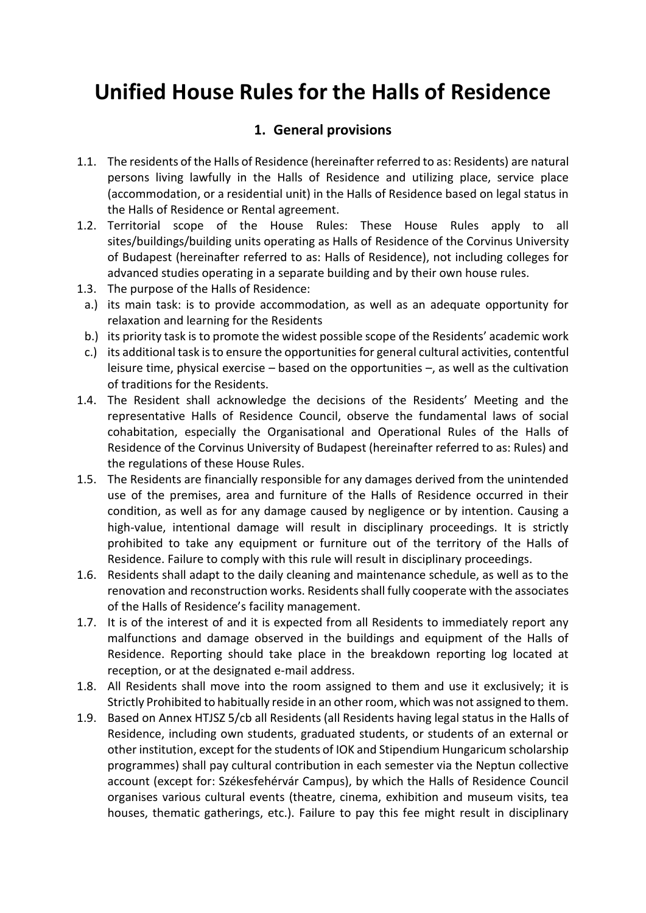# Unified House Rules for the Halls of Residence

## 1. General provisions

1.1. The residents of the Halls of Residence (hereinafter referred to as: Residents) are natural persons living lawfully in the Halls of Residence and utilizing place, service place (accommodation, or a residential unit) in the Halls of Residence based on legal status in the Halls of Residence or Rental agreement.

1.2. Territorial scope of the House Rules: These House Rules apply to all sites/buildings/building units operating as Halls of Residence of the Corvinus University of Budapest (hereinafter referred to as: Halls of Residence), not including colleges for advanced studies operating in a separate building and by their own house rules.

1.3. The purpose of the Halls of Residence:

a.) its main task: is to provide accommodation, as well as an adequate opportunity for relaxation and learning for the Residents

b.) its priority task is to promote the widest possible scope of the Residents' academic work

c.) its additional task is to ensure the opportunities for general cultural activities, contentful leisure time, physical exercise – based on the opportunities –, as well as the cultivation of traditions for the Residents.

1.4. The Resident shall acknowledge the decisions of the Residents' Meeting and the representative Halls of Residence Council, observe the fundamental laws of social cohabitation, especially the Organisational and Operational Rules of the Halls of Residence of the Corvinus University of Budapest (hereinafter referred to as: Rules) and the regulations of these House Rules.

1.5. The Residents are financially responsible for any damages derived from the unintended use of the premises, area and furniture of the Halls of Residence occurred in their condition, as well as for any damage caused by negligence or by intention. Causing a high-value, intentional damage will result in disciplinary proceedings. It is strictly prohibited to take any equipment or furniture out of the territory of the Halls of Residence. Failure to comply with this rule will result in disciplinary proceedings.

1.6. Residents shall adapt to the daily cleaning and maintenance schedule, as well as to the renovation and reconstruction works. Residents shall fully cooperate with the associates of the Halls of Residence's facility management.

1.7. It is of the interest of and it is expected from all Residents to immediately report any malfunctions and damage observed in the buildings and equipment of the Halls of Residence. Reporting should take place in the breakdown reporting log located at reception, or at the designated e-mail address.

1.8. All Residents shall move into the room assigned to them and use it exclusively; it is Strictly Prohibited to habitually reside in an other room, which was not assigned to them.

1.9. Based on Annex HTJSZ 5/cb all Residents (all Residents having legal status in the Halls of Residence, including own students, graduated students, or students of an external or other institution, except for the students of IOK and Stipendium Hungaricum scholarship programmes) shall pay cultural contribution in each semester via the Neptun collective account (except for: Székesfehérvár Campus), by which the Halls of Residence Council organises various cultural events (theatre, cinema, exhibition and museum visits, tea houses, thematic gatherings, etc.). Failure to pay this fee might result in disciplinary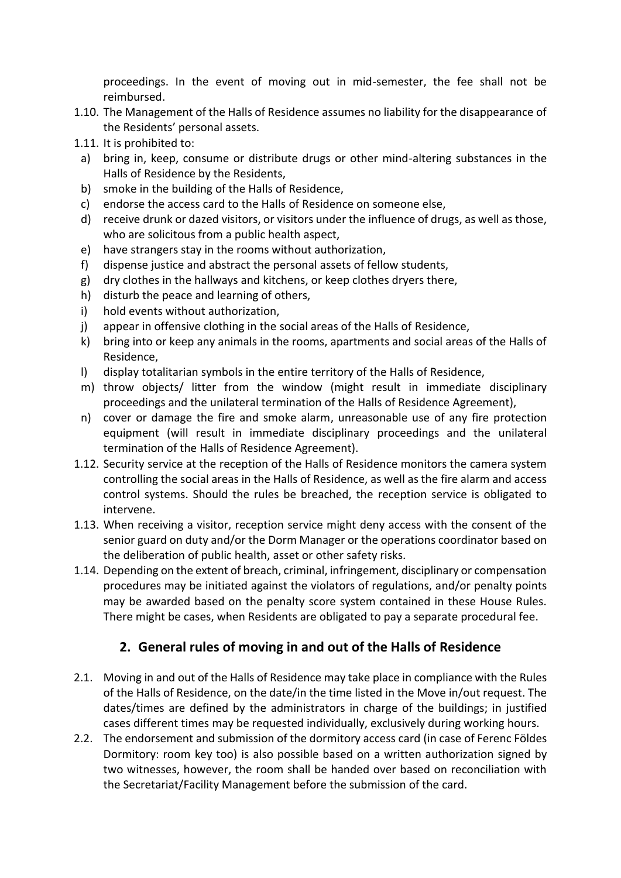proceedings. In the event of moving out in mid-semester, the fee shall not be reimbursed.

1.10. The Management of the Halls of Residence assumes no liability for the disappearance of the Residents' personal assets.

1.11. It is prohibited to:

a) bring in, keep, consume or distribute drugs or other mind-altering substances in the Halls of Residence by the Residents,

b) smoke in the building of the Halls of Residence,

c) endorse the access card to the Halls of Residence on someone else,

d) receive drunk or dazed visitors, or visitors under the influence of drugs, as well as those, who are solicitous from a public health aspect,

e) have strangers stay in the rooms without authorization,

f) dispense justice and abstract the personal assets of fellow students,

g) dry clothes in the hallways and kitchens, or keep clothes dryers there,

h) disturb the peace and learning of others,

i) hold events without authorization,

j) appear in offensive clothing in the social areas of the Halls of Residence,

k) bring into or keep any animals in the rooms, apartments and social areas of the Halls of Residence,

l) display totalitarian symbols in the entire territory of the Halls of Residence,

m) throw objects/ litter from the window (might result in immediate disciplinary proceedings and the unilateral termination of the Halls of Residence Agreement),

n) cover or damage the fire and smoke alarm, unreasonable use of any fire protection equipment (will result in immediate disciplinary proceedings and the unilateral termination of the Halls of Residence Agreement).

1.12. Security service at the reception of the Halls of Residence monitors the camera system controlling the social areas in the Halls of Residence, as well as the fire alarm and access control systems. Should the rules be breached, the reception service is obligated to intervene.

1.13. When receiving a visitor, reception service might deny access with the consent of the senior guard on duty and/or the Dorm Manager or the operations coordinator based on the deliberation of public health, asset or other safety risks.

1.14. Depending on the extent of breach, criminal, infringement, disciplinary or compensation procedures may be initiated against the violators of regulations, and/or penalty points may be awarded based on the penalty score system contained in these House Rules. There might be cases, when Residents are obligated to pay a separate procedural fee.

## 2. General rules of moving in and out of the Halls of Residence

2.1. Moving in and out of the Halls of Residence may take place in compliance with the Rules of the Halls of Residence, on the date/in the time listed in the Move in/out request. The dates/times are defined by the administrators in charge of the buildings; in justified cases different times may be requested individually, exclusively during working hours.

2.2. The endorsement and submission of the dormitory access card (in case of Ferenc Földes Dormitory: room key too) is also possible based on a written authorization signed by two witnesses, however, the room shall be handed over based on reconciliation with the Secretariat/Facility Management before the submission of the card.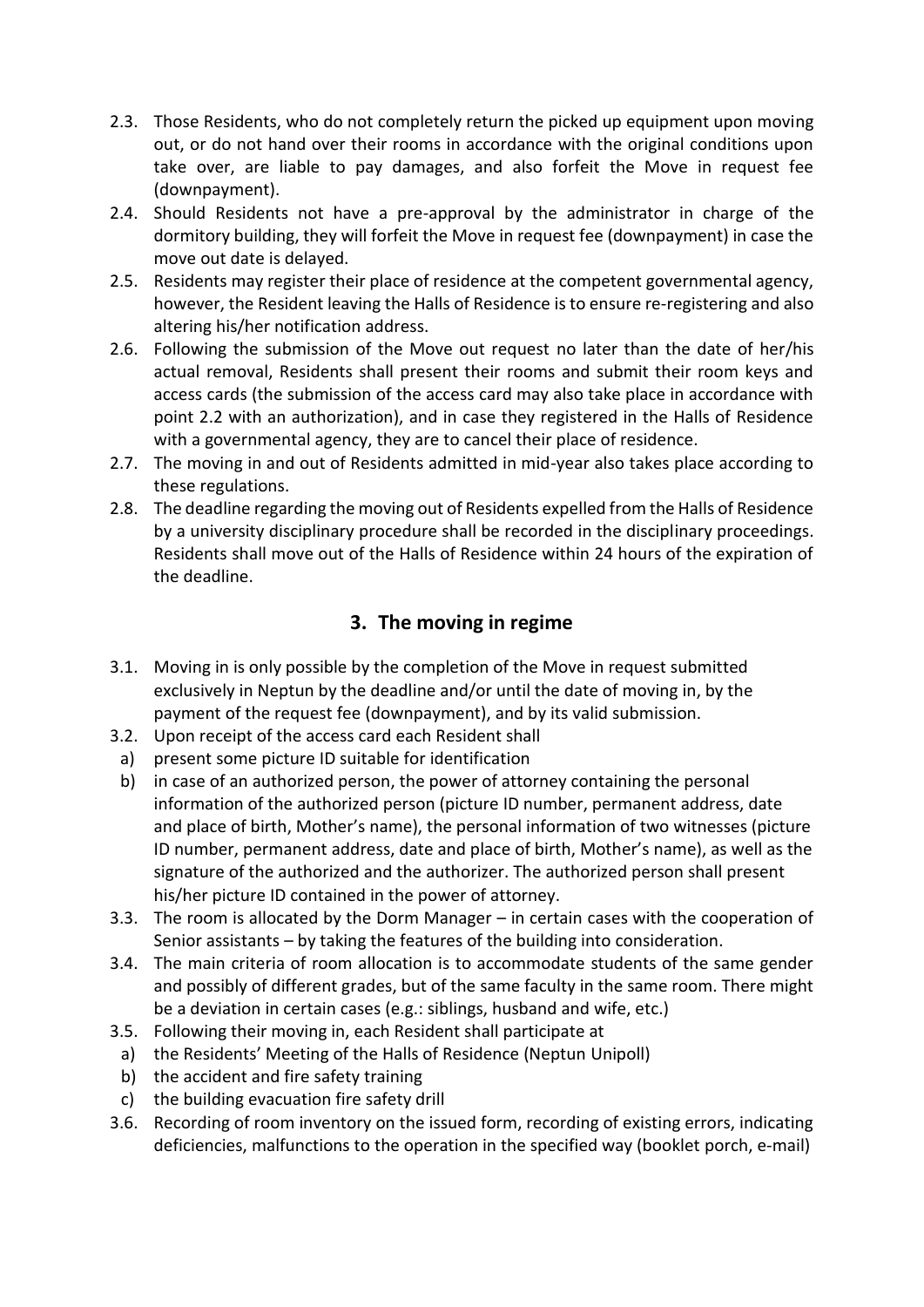2.3. Those Residents, who do not completely return the picked up equipment upon moving out, or do not hand over their rooms in accordance with the original conditions upon take over, are liable to pay damages, and also forfeit the Move in request fee (downpayment).

2.4. Should Residents not have a pre-approval by the administrator in charge of the dormitory building, they will forfeit the Move in request fee (downpayment) in case the move out date is delayed.

2.5. Residents may register their place of residence at the competent governmental agency, however, the Resident leaving the Halls of Residence is to ensure re-registering and also altering his/her notification address.

2.6. Following the submission of the Move out request no later than the date of her/his actual removal, Residents shall present their rooms and submit their room keys and access cards (the submission of the access card may also take place in accordance with point 2.2 with an authorization), and in case they registered in the Halls of Residence with a governmental agency, they are to cancel their place of residence.

2.7. The moving in and out of Residents admitted in mid-year also takes place according to these regulations.

2.8. The deadline regarding the moving out of Residents expelled from the Halls of Residence by a university disciplinary procedure shall be recorded in the disciplinary proceedings. Residents shall move out of the Halls of Residence within 24 hours of the expiration of the deadline.

## 3. The moving in regime

3.1. Moving in is only possible by the completion of the Move in request submitted exclusively in Neptun by the deadline and/or until the date of moving in, by the payment of the request fee (downpayment), and by its valid submission.

3.2. Upon receipt of the access card each Resident shall

a) present some picture ID suitable for identification

b) in case of an authorized person, the power of attorney containing the personal information of the authorized person (picture ID number, permanent address, date and place of birth, Mother's name), the personal information of two witnesses (picture ID number, permanent address, date and place of birth, Mother's name), as well as the signature of the authorized and the authorizer. The authorized person shall present his/her picture ID contained in the power of attorney.

3.3. The room is allocated by the Dorm Manager – in certain cases with the cooperation of Senior assistants – by taking the features of the building into consideration.

3.4. The main criteria of room allocation is to accommodate students of the same gender and possibly of different grades, but of the same faculty in the same room. There might be a deviation in certain cases (e.g.: siblings, husband and wife, etc.)

3.5. Following their moving in, each Resident shall participate at

a) the Residents' Meeting of the Halls of Residence (Neptun Unipoll)

b) the accident and fire safety training

c) the building evacuation fire safety drill

3.6. Recording of room inventory on the issued form, recording of existing errors, indicating deficiencies, malfunctions to the operation in the specified way (booklet porch, e-mail)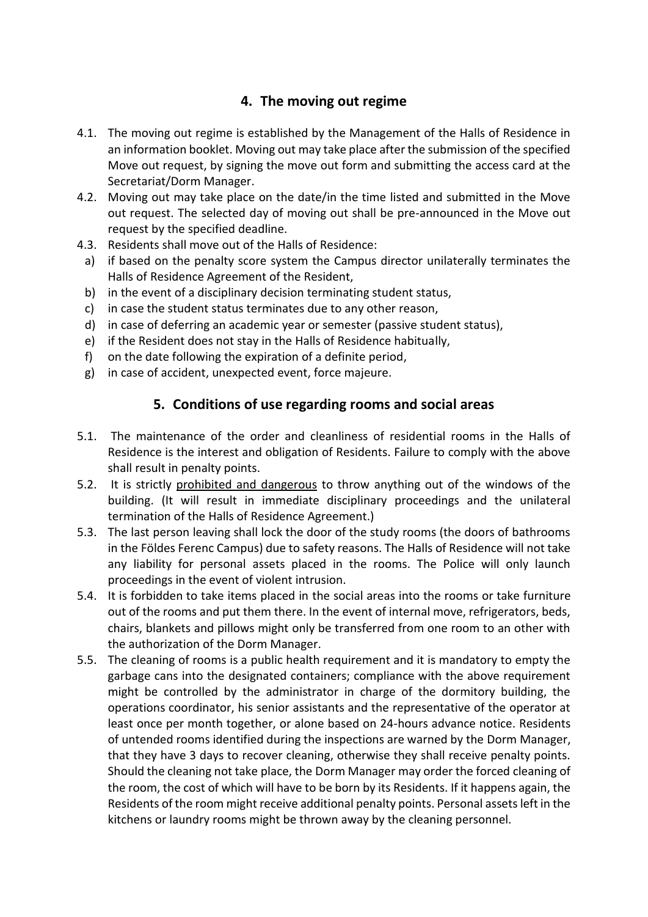## 4. The moving out regime

4.1. The moving out regime is established by the Management of the Halls of Residence in an information booklet. Moving out may take place after the submission of the specified Move out request, by signing the move out form and submitting the access card at the Secretariat/Dorm Manager.

4.2. Moving out may take place on the date/in the time listed and submitted in the Move out request. The selected day of moving out shall be pre-announced in the Move out request by the specified deadline.

4.3. Residents shall move out of the Halls of Residence:

a) if based on the penalty score system the Campus director unilaterally terminates the Halls of Residence Agreement of the Resident,

b) in the event of a disciplinary decision terminating student status,

c) in case the student status terminates due to any other reason,

d) in case of deferring an academic year or semester (passive student status),

e) if the Resident does not stay in the Halls of Residence habitually,

f) on the date following the expiration of a definite period,

g) in case of accident, unexpected event, force majeure.

## 5. Conditions of use regarding rooms and social areas

5.1. The maintenance of the order and cleanliness of residential rooms in the Halls of Residence is the interest and obligation of Residents. Failure to comply with the above shall result in penalty points.

5.2. It is strictly prohibited and dangerous to throw anything out of the windows of the building. (It will result in immediate disciplinary proceedings and the unilateral termination of the Halls of Residence Agreement.)

5.3. The last person leaving shall lock the door of the study rooms (the doors of bathrooms in the Földes Ferenc Campus) due to safety reasons. The Halls of Residence will not take any liability for personal assets placed in the rooms. The Police will only launch proceedings in the event of violent intrusion.

5.4. It is forbidden to take items placed in the social areas into the rooms or take furniture out of the rooms and put them there. In the event of internal move, refrigerators, beds, chairs, blankets and pillows might only be transferred from one room to an other with the authorization of the Dorm Manager.

5.5. The cleaning of rooms is a public health requirement and it is mandatory to empty the garbage cans into the designated containers; compliance with the above requirement might be controlled by the administrator in charge of the dormitory building, the operations coordinator, his senior assistants and the representative of the operator at least once per month together, or alone based on 24-hours advance notice. Residents of untended rooms identified during the inspections are warned by the Dorm Manager, that they have 3 days to recover cleaning, otherwise they shall receive penalty points. Should the cleaning not take place, the Dorm Manager may order the forced cleaning of the room, the cost of which will have to be born by its Residents. If it happens again, the Residents of the room might receive additional penalty points. Personal assets left in the kitchens or laundry rooms might be thrown away by the cleaning personnel.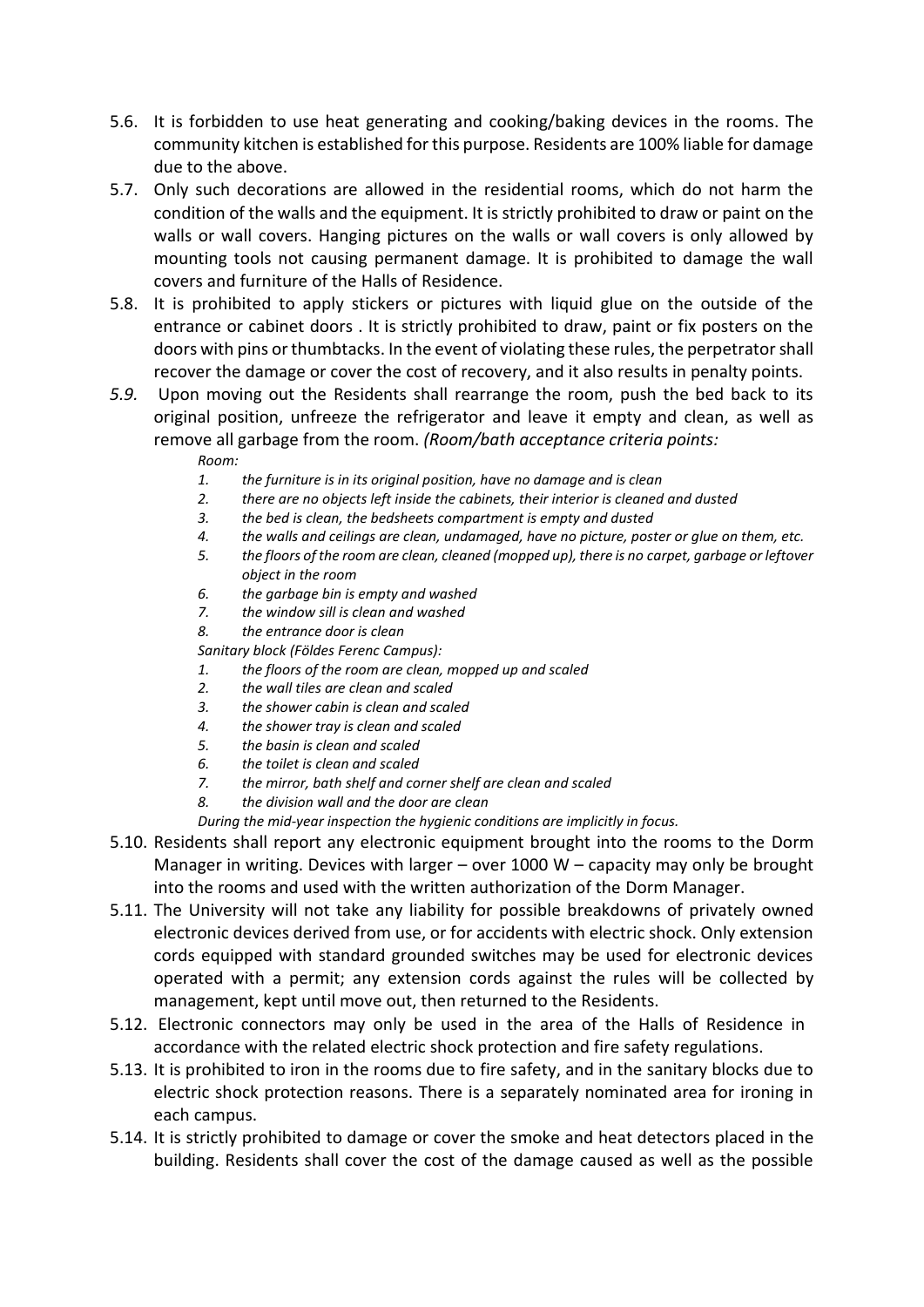5.6. It is forbidden to use heat generating and cooking/baking devices in the rooms. The community kitchen is established for this purpose. Residents are 100% liable for damage due to the above.

5.7. Only such decorations are allowed in the residential rooms, which do not harm the condition of the walls and the equipment. It is strictly prohibited to draw or paint on the walls or wall covers. Hanging pictures on the walls or wall covers is only allowed by mounting tools not causing permanent damage. It is prohibited to damage the wall covers and furniture of the Halls of Residence.

5.8. It is prohibited to apply stickers or pictures with liquid glue on the outside of the entrance or cabinet doors . It is strictly prohibited to draw, paint or fix posters on the doors with pins or thumbtacks. In the event of violating these rules, the perpetrator shall recover the damage or cover the cost of recovery, and it also results in penalty points.

*5.9.* Upon moving out the Residents shall rearrange the room, push the bed back to its original position, unfreeze the refrigerator and leave it empty and clean, as well as remove all garbage from the room. *(Room/bath acceptance criteria points:*

*Room:*

1. *the furniture is in its original position, have no damage and is clean*
2. *there are no objects left inside the cabinets, their interior is cleaned and dusted*
3. *the bed is clean, the bedsheets compartment is empty and dusted*
4. *the walls and ceilings are clean, undamaged, have no picture, poster or glue on them, etc.*
5. *the floors of the room are clean, cleaned (mopped up), there is no carpet, garbage or leftover object in the room*
6. *the garbage bin is empty and washed*
7. *the window sill is clean and washed*
8. *the entrance door is clean*

*Sanitary block (Földes Ferenc Campus):*

1. *the floors of the room are clean, mopped up and scaled*
2. *the wall tiles are clean and scaled*
3. *the shower cabin is clean and scaled*
4. *the shower tray is clean and scaled*
5. *the basin is clean and scaled*
6. *the toilet is clean and scaled*
7. *the mirror, bath shelf and corner shelf are clean and scaled*
8. *the division wall and the door are clean*

*During the mid-year inspection the hygienic conditions are implicitly in focus.*

5.10. Residents shall report any electronic equipment brought into the rooms to the Dorm Manager in writing. Devices with larger – over 1000 W – capacity may only be brought into the rooms and used with the written authorization of the Dorm Manager.

5.11. The University will not take any liability for possible breakdowns of privately owned electronic devices derived from use, or for accidents with electric shock. Only extension cords equipped with standard grounded switches may be used for electronic devices operated with a permit; any extension cords against the rules will be collected by management, kept until move out, then returned to the Residents.

5.12. Electronic connectors may only be used in the area of the Halls of Residence in accordance with the related electric shock protection and fire safety regulations.

5.13. It is prohibited to iron in the rooms due to fire safety, and in the sanitary blocks due to electric shock protection reasons. There is a separately nominated area for ironing in each campus.

5.14. It is strictly prohibited to damage or cover the smoke and heat detectors placed in the building. Residents shall cover the cost of the damage caused as well as the possible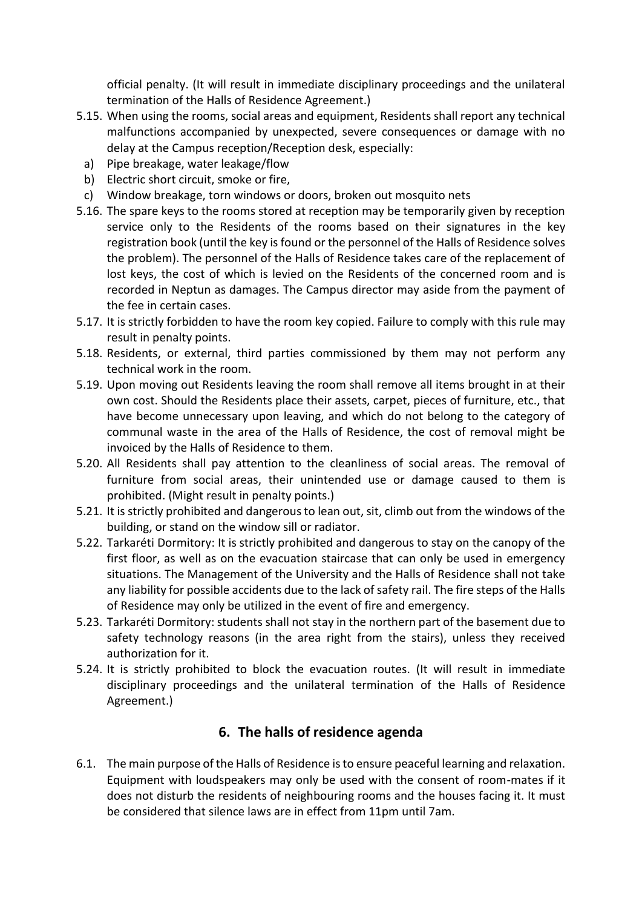official penalty. (It will result in immediate disciplinary proceedings and the unilateral termination of the Halls of Residence Agreement.)

5.15. When using the rooms, social areas and equipment, Residents shall report any technical malfunctions accompanied by unexpected, severe consequences or damage with no delay at the Campus reception/Reception desk, especially:

a) Pipe breakage, water leakage/flow
b) Electric short circuit, smoke or fire,
c) Window breakage, torn windows or doors, broken out mosquito nets

5.16. The spare keys to the rooms stored at reception may be temporarily given by reception service only to the Residents of the rooms based on their signatures in the key registration book (until the key is found or the personnel of the Halls of Residence solves the problem). The personnel of the Halls of Residence takes care of the replacement of lost keys, the cost of which is levied on the Residents of the concerned room and is recorded in Neptun as damages. The Campus director may aside from the payment of the fee in certain cases.

5.17. It is strictly forbidden to have the room key copied. Failure to comply with this rule may result in penalty points.

5.18. Residents, or external, third parties commissioned by them may not perform any technical work in the room.

5.19. Upon moving out Residents leaving the room shall remove all items brought in at their own cost. Should the Residents place their assets, carpet, pieces of furniture, etc., that have become unnecessary upon leaving, and which do not belong to the category of communal waste in the area of the Halls of Residence, the cost of removal might be invoiced by the Halls of Residence to them.

5.20. All Residents shall pay attention to the cleanliness of social areas. The removal of furniture from social areas, their unintended use or damage caused to them is prohibited. (Might result in penalty points.)

5.21. It is strictly prohibited and dangerous to lean out, sit, climb out from the windows of the building, or stand on the window sill or radiator.

5.22. Tarkaréti Dormitory: It is strictly prohibited and dangerous to stay on the canopy of the first floor, as well as on the evacuation staircase that can only be used in emergency situations. The Management of the University and the Halls of Residence shall not take any liability for possible accidents due to the lack of safety rail. The fire steps of the Halls of Residence may only be utilized in the event of fire and emergency.

5.23. Tarkaréti Dormitory: students shall not stay in the northern part of the basement due to safety technology reasons (in the area right from the stairs), unless they received authorization for it.

5.24. It is strictly prohibited to block the evacuation routes. (It will result in immediate disciplinary proceedings and the unilateral termination of the Halls of Residence Agreement.)

## 6. The halls of residence agenda

6.1. The main purpose of the Halls of Residence is to ensure peaceful learning and relaxation. Equipment with loudspeakers may only be used with the consent of room-mates if it does not disturb the residents of neighbouring rooms and the houses facing it. It must be considered that silence laws are in effect from 11pm until 7am.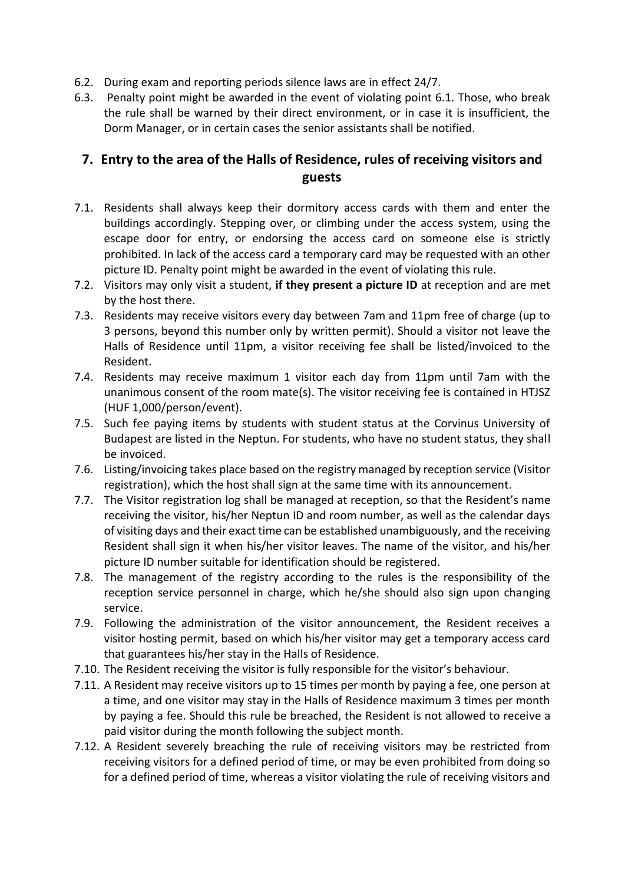6.2. During exam and reporting periods silence laws are in effect 24/7.

6.3. Penalty point might be awarded in the event of violating point 6.1. Those, who break the rule shall be warned by their direct environment, or in case it is insufficient, the Dorm Manager, or in certain cases the senior assistants shall be notified.

## 7. Entry to the area of the Halls of Residence, rules of receiving visitors and guests

7.1. Residents shall always keep their dormitory access cards with them and enter the buildings accordingly. Stepping over, or climbing under the access system, using the escape door for entry, or endorsing the access card on someone else is strictly prohibited. In lack of the access card a temporary card may be requested with an other picture ID. Penalty point might be awarded in the event of violating this rule.

7.2. Visitors may only visit a student, **if they present a picture ID** at reception and are met by the host there.

7.3. Residents may receive visitors every day between 7am and 11pm free of charge (up to 3 persons, beyond this number only by written permit). Should a visitor not leave the Halls of Residence until 11pm, a visitor receiving fee shall be listed/invoiced to the Resident.

7.4. Residents may receive maximum 1 visitor each day from 11pm until 7am with the unanimous consent of the room mate(s). The visitor receiving fee is contained in HTJSZ (HUF 1,000/person/event).

7.5. Such fee paying items by students with student status at the Corvinus University of Budapest are listed in the Neptun. For students, who have no student status, they shall be invoiced.

7.6. Listing/invoicing takes place based on the registry managed by reception service (Visitor registration), which the host shall sign at the same time with its announcement.

7.7. The Visitor registration log shall be managed at reception, so that the Resident's name receiving the visitor, his/her Neptun ID and room number, as well as the calendar days of visiting days and their exact time can be established unambiguously, and the receiving Resident shall sign it when his/her visitor leaves. The name of the visitor, and his/her picture ID number suitable for identification should be registered.

7.8. The management of the registry according to the rules is the responsibility of the reception service personnel in charge, which he/she should also sign upon changing service.

7.9. Following the administration of the visitor announcement, the Resident receives a visitor hosting permit, based on which his/her visitor may get a temporary access card that guarantees his/her stay in the Halls of Residence.

7.10. The Resident receiving the visitor is fully responsible for the visitor's behaviour.

7.11. A Resident may receive visitors up to 15 times per month by paying a fee, one person at a time, and one visitor may stay in the Halls of Residence maximum 3 times per month by paying a fee. Should this rule be breached, the Resident is not allowed to receive a paid visitor during the month following the subject month.

7.12. A Resident severely breaching the rule of receiving visitors may be restricted from receiving visitors for a defined period of time, or may be even prohibited from doing so for a defined period of time, whereas a visitor violating the rule of receiving visitors and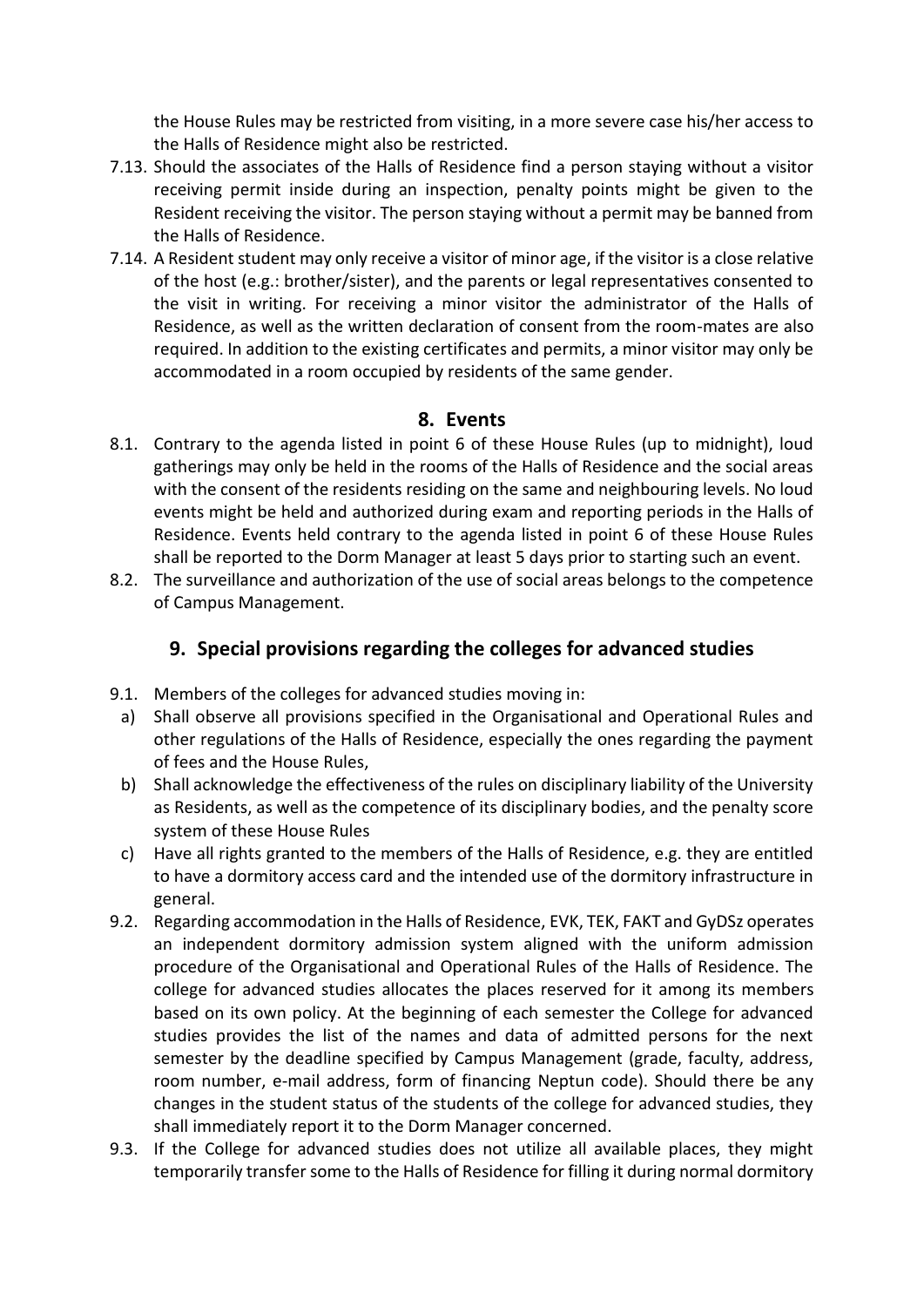the House Rules may be restricted from visiting, in a more severe case his/her access to the Halls of Residence might also be restricted.

7.13. Should the associates of the Halls of Residence find a person staying without a visitor receiving permit inside during an inspection, penalty points might be given to the Resident receiving the visitor. The person staying without a permit may be banned from the Halls of Residence.

7.14. A Resident student may only receive a visitor of minor age, if the visitor is a close relative of the host (e.g.: brother/sister), and the parents or legal representatives consented to the visit in writing. For receiving a minor visitor the administrator of the Halls of Residence, as well as the written declaration of consent from the room-mates are also required. In addition to the existing certificates and permits, a minor visitor may only be accommodated in a room occupied by residents of the same gender.

## 8. Events

8.1. Contrary to the agenda listed in point 6 of these House Rules (up to midnight), loud gatherings may only be held in the rooms of the Halls of Residence and the social areas with the consent of the residents residing on the same and neighbouring levels. No loud events might be held and authorized during exam and reporting periods in the Halls of Residence. Events held contrary to the agenda listed in point 6 of these House Rules shall be reported to the Dorm Manager at least 5 days prior to starting such an event.

8.2. The surveillance and authorization of the use of social areas belongs to the competence of Campus Management.

## 9. Special provisions regarding the colleges for advanced studies

9.1. Members of the colleges for advanced studies moving in:

a) Shall observe all provisions specified in the Organisational and Operational Rules and other regulations of the Halls of Residence, especially the ones regarding the payment of fees and the House Rules,

b) Shall acknowledge the effectiveness of the rules on disciplinary liability of the University as Residents, as well as the competence of its disciplinary bodies, and the penalty score system of these House Rules

c) Have all rights granted to the members of the Halls of Residence, e.g. they are entitled to have a dormitory access card and the intended use of the dormitory infrastructure in general.

9.2. Regarding accommodation in the Halls of Residence, EVK, TEK, FAKT and GyDSz operates an independent dormitory admission system aligned with the uniform admission procedure of the Organisational and Operational Rules of the Halls of Residence. The college for advanced studies allocates the places reserved for it among its members based on its own policy. At the beginning of each semester the College for advanced studies provides the list of the names and data of admitted persons for the next semester by the deadline specified by Campus Management (grade, faculty, address, room number, e-mail address, form of financing Neptun code). Should there be any changes in the student status of the students of the college for advanced studies, they shall immediately report it to the Dorm Manager concerned.

9.3. If the College for advanced studies does not utilize all available places, they might temporarily transfer some to the Halls of Residence for filling it during normal dormitory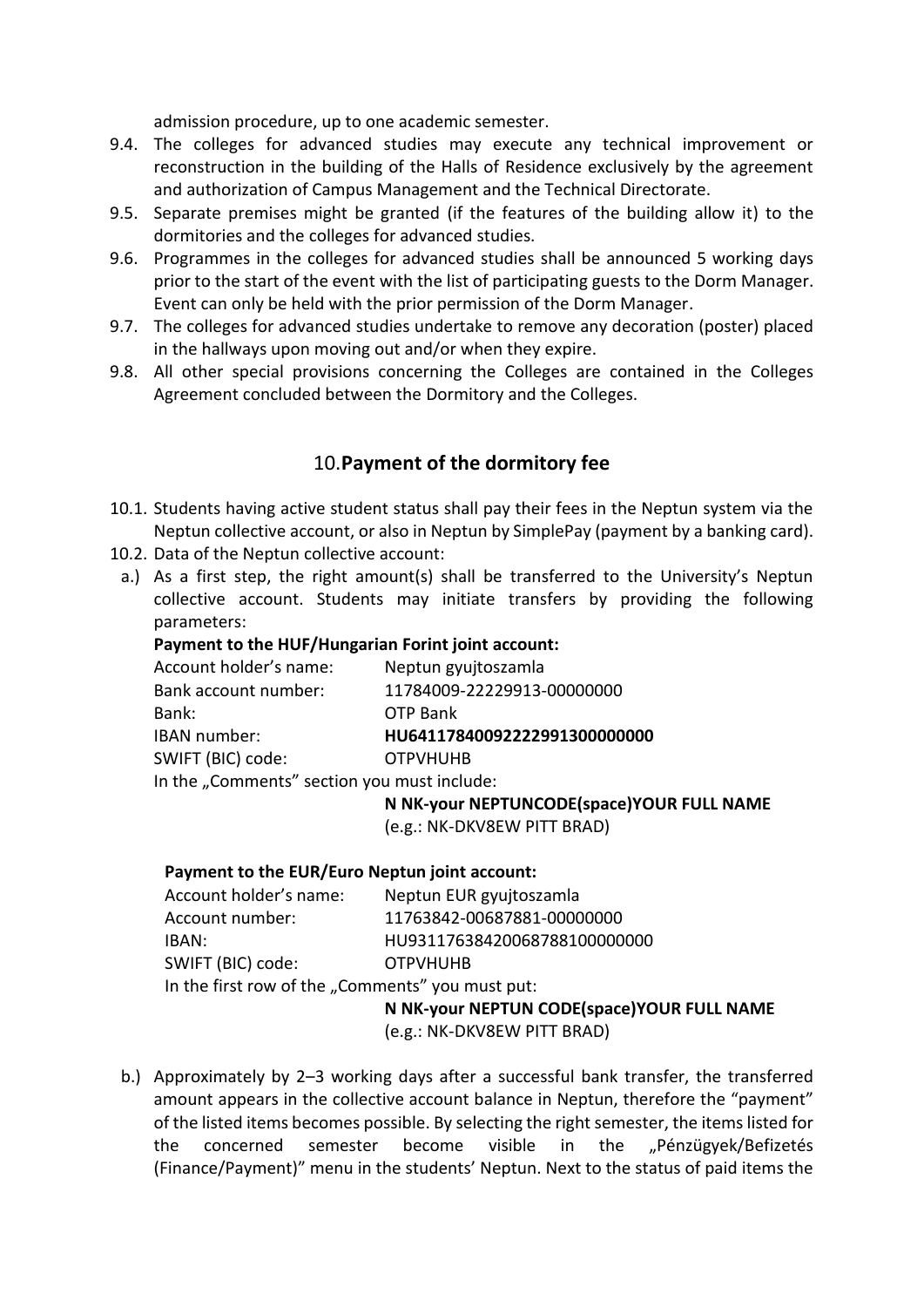admission procedure, up to one academic semester.

9.4. The colleges for advanced studies may execute any technical improvement or reconstruction in the building of the Halls of Residence exclusively by the agreement and authorization of Campus Management and the Technical Directorate.

9.5. Separate premises might be granted (if the features of the building allow it) to the dormitories and the colleges for advanced studies.

9.6. Programmes in the colleges for advanced studies shall be announced 5 working days prior to the start of the event with the list of participating guests to the Dorm Manager. Event can only be held with the prior permission of the Dorm Manager.

9.7. The colleges for advanced studies undertake to remove any decoration (poster) placed in the hallways upon moving out and/or when they expire.

9.8. All other special provisions concerning the Colleges are contained in the Colleges Agreement concluded between the Dormitory and the Colleges.

## 10. Payment of the dormitory fee

10.1. Students having active student status shall pay their fees in the Neptun system via the Neptun collective account, or also in Neptun by SimplePay (payment by a banking card).

10.2. Data of the Neptun collective account:

a.) As a first step, the right amount(s) shall be transferred to the University's Neptun collective account. Students may initiate transfers by providing the following parameters:

**Payment to the HUF/Hungarian Forint joint account:**

Account holder's name: Neptun gyujtoszamla
Bank account number: 11784009-22229913-00000000
Bank: OTP Bank
IBAN number: **HU64117840092222991300000000**
SWIFT (BIC) code: OTPVHUHB
In the „Comments" section you must include:
**N NK-your NEPTUNCODE(space)YOUR FULL NAME**
(e.g.: NK-DKV8EW PITT BRAD)

**Payment to the EUR/Euro Neptun joint account:**

Account holder's name: Neptun EUR gyujtoszamla
Account number: 11763842-00687881-00000000
IBAN: HU93117638420068788100000000
SWIFT (BIC) code: OTPVHUHB
In the first row of the „Comments" you must put:
**N NK-your NEPTUN CODE(space)YOUR FULL NAME**
(e.g.: NK-DKV8EW PITT BRAD)

b.) Approximately by 2–3 working days after a successful bank transfer, the transferred amount appears in the collective account balance in Neptun, therefore the "payment" of the listed items becomes possible. By selecting the right semester, the items listed for the concerned semester become visible in the „Pénzügyek/Befizetés (Finance/Payment)" menu in the students' Neptun. Next to the status of paid items the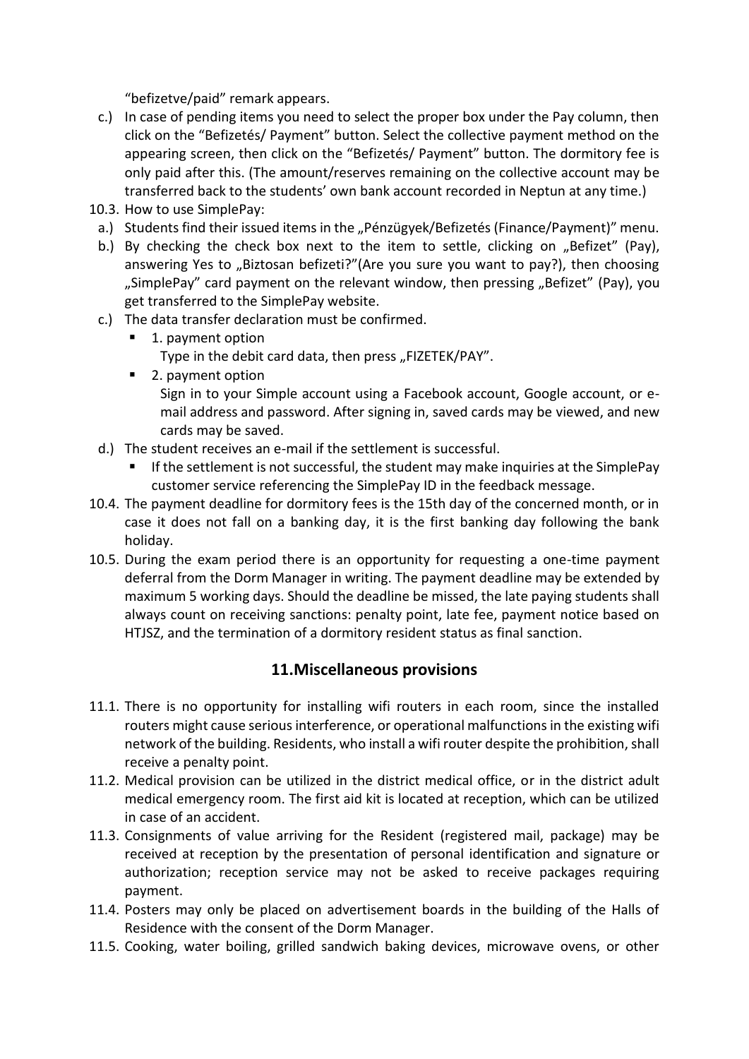"befizetve/paid" remark appears.

c.) In case of pending items you need to select the proper box under the Pay column, then click on the "Befizetés/ Payment" button. Select the collective payment method on the appearing screen, then click on the "Befizetés/ Payment" button. The dormitory fee is only paid after this. (The amount/reserves remaining on the collective account may be transferred back to the students' own bank account recorded in Neptun at any time.)

10.3. How to use SimplePay:

a.) Students find their issued items in the „Pénzügyek/Befizetés (Finance/Payment)" menu.

b.) By checking the check box next to the item to settle, clicking on „Befizet" (Pay), answering Yes to „Biztosan befizeti?"(Are you sure you want to pay?), then choosing „SimplePay" card payment on the relevant window, then pressing „Befizet" (Pay), you get transferred to the SimplePay website.

c.) The data transfer declaration must be confirmed.

- 1. payment option
  Type in the debit card data, then press „FIZETEK/PAY".
- 2. payment option
  Sign in to your Simple account using a Facebook account, Google account, or e-mail address and password. After signing in, saved cards may be viewed, and new cards may be saved.

d.) The student receives an e-mail if the settlement is successful.

- If the settlement is not successful, the student may make inquiries at the SimplePay customer service referencing the SimplePay ID in the feedback message.

10.4. The payment deadline for dormitory fees is the 15th day of the concerned month, or in case it does not fall on a banking day, it is the first banking day following the bank holiday.

10.5. During the exam period there is an opportunity for requesting a one-time payment deferral from the Dorm Manager in writing. The payment deadline may be extended by maximum 5 working days. Should the deadline be missed, the late paying students shall always count on receiving sanctions: penalty point, late fee, payment notice based on HTJSZ, and the termination of a dormitory resident status as final sanction.

## 11. Miscellaneous provisions

11.1. There is no opportunity for installing wifi routers in each room, since the installed routers might cause serious interference, or operational malfunctions in the existing wifi network of the building. Residents, who install a wifi router despite the prohibition, shall receive a penalty point.

11.2. Medical provision can be utilized in the district medical office, or in the district adult medical emergency room. The first aid kit is located at reception, which can be utilized in case of an accident.

11.3. Consignments of value arriving for the Resident (registered mail, package) may be received at reception by the presentation of personal identification and signature or authorization; reception service may not be asked to receive packages requiring payment.

11.4. Posters may only be placed on advertisement boards in the building of the Halls of Residence with the consent of the Dorm Manager.

11.5. Cooking, water boiling, grilled sandwich baking devices, microwave ovens, or other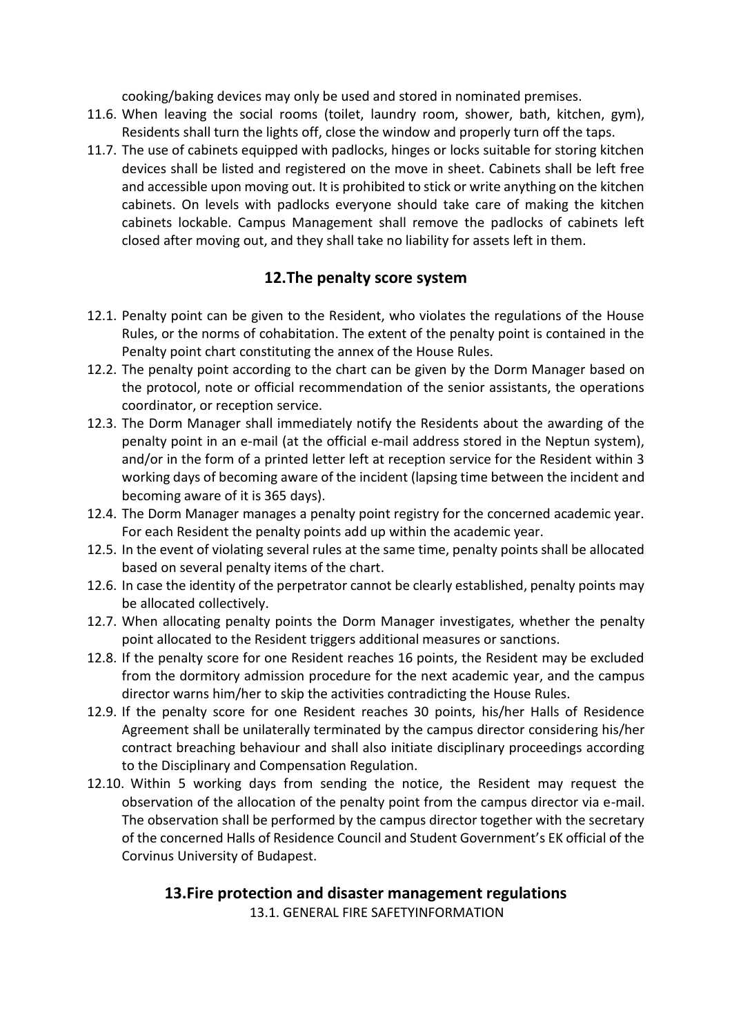cooking/baking devices may only be used and stored in nominated premises.

11.6. When leaving the social rooms (toilet, laundry room, shower, bath, kitchen, gym), Residents shall turn the lights off, close the window and properly turn off the taps.

11.7. The use of cabinets equipped with padlocks, hinges or locks suitable for storing kitchen devices shall be listed and registered on the move in sheet. Cabinets shall be left free and accessible upon moving out. It is prohibited to stick or write anything on the kitchen cabinets. On levels with padlocks everyone should take care of making the kitchen cabinets lockable. Campus Management shall remove the padlocks of cabinets left closed after moving out, and they shall take no liability for assets left in them.

## 12.The penalty score system

12.1. Penalty point can be given to the Resident, who violates the regulations of the House Rules, or the norms of cohabitation. The extent of the penalty point is contained in the Penalty point chart constituting the annex of the House Rules.

12.2. The penalty point according to the chart can be given by the Dorm Manager based on the protocol, note or official recommendation of the senior assistants, the operations coordinator, or reception service.

12.3. The Dorm Manager shall immediately notify the Residents about the awarding of the penalty point in an e-mail (at the official e-mail address stored in the Neptun system), and/or in the form of a printed letter left at reception service for the Resident within 3 working days of becoming aware of the incident (lapsing time between the incident and becoming aware of it is 365 days).

12.4. The Dorm Manager manages a penalty point registry for the concerned academic year. For each Resident the penalty points add up within the academic year.

12.5. In the event of violating several rules at the same time, penalty points shall be allocated based on several penalty items of the chart.

12.6. In case the identity of the perpetrator cannot be clearly established, penalty points may be allocated collectively.

12.7. When allocating penalty points the Dorm Manager investigates, whether the penalty point allocated to the Resident triggers additional measures or sanctions.

12.8. If the penalty score for one Resident reaches 16 points, the Resident may be excluded from the dormitory admission procedure for the next academic year, and the campus director warns him/her to skip the activities contradicting the House Rules.

12.9. If the penalty score for one Resident reaches 30 points, his/her Halls of Residence Agreement shall be unilaterally terminated by the campus director considering his/her contract breaching behaviour and shall also initiate disciplinary proceedings according to the Disciplinary and Compensation Regulation.

12.10. Within 5 working days from sending the notice, the Resident may request the observation of the allocation of the penalty point from the campus director via e-mail. The observation shall be performed by the campus director together with the secretary of the concerned Halls of Residence Council and Student Government's EK official of the Corvinus University of Budapest.

## 13.Fire protection and disaster management regulations

13.1. GENERAL FIRE SAFETYINFORMATION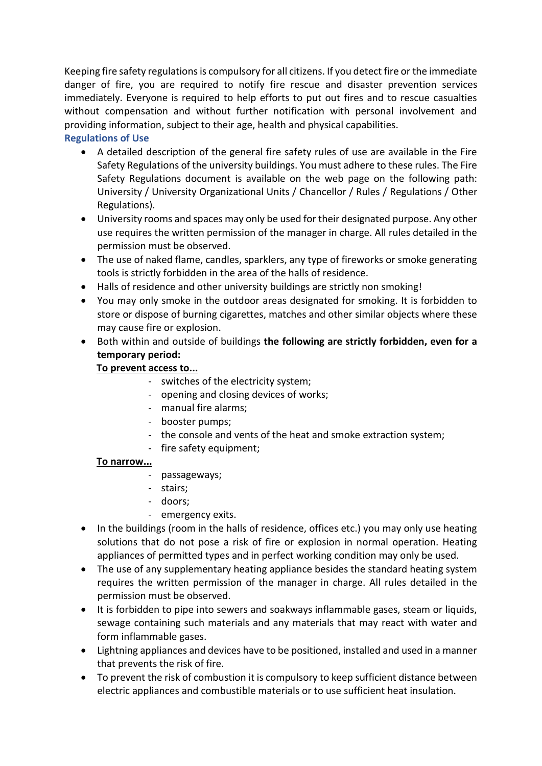Keeping fire safety regulations is compulsory for all citizens. If you detect fire or the immediate danger of fire, you are required to notify fire rescue and disaster prevention services immediately. Everyone is required to help efforts to put out fires and to rescue casualties without compensation and without further notification with personal involvement and providing information, subject to their age, health and physical capabilities.

## Regulations of Use

- A detailed description of the general fire safety rules of use are available in the Fire Safety Regulations of the university buildings. You must adhere to these rules. The Fire Safety Regulations document is available on the web page on the following path: University / University Organizational Units / Chancellor / Rules / Regulations / Other Regulations).
- University rooms and spaces may only be used for their designated purpose. Any other use requires the written permission of the manager in charge. All rules detailed in the permission must be observed.
- The use of naked flame, candles, sparklers, any type of fireworks or smoke generating tools is strictly forbidden in the area of the halls of residence.
- Halls of residence and other university buildings are strictly non smoking!
- You may only smoke in the outdoor areas designated for smoking. It is forbidden to store or dispose of burning cigarettes, matches and other similar objects where these may cause fire or explosion.
- Both within and outside of buildings **the following are strictly forbidden, even for a temporary period:**

  **To prevent access to...**
    - switches of the electricity system;
    - opening and closing devices of works;
    - manual fire alarms;
    - booster pumps;
    - the console and vents of the heat and smoke extraction system;
    - fire safety equipment;

  **To narrow...**
    - passageways;
    - stairs;
    - doors;
    - emergency exits.
- In the buildings (room in the halls of residence, offices etc.) you may only use heating solutions that do not pose a risk of fire or explosion in normal operation. Heating appliances of permitted types and in perfect working condition may only be used.
- The use of any supplementary heating appliance besides the standard heating system requires the written permission of the manager in charge. All rules detailed in the permission must be observed.
- It is forbidden to pipe into sewers and soakways inflammable gases, steam or liquids, sewage containing such materials and any materials that may react with water and form inflammable gases.
- Lightning appliances and devices have to be positioned, installed and used in a manner that prevents the risk of fire.
- To prevent the risk of combustion it is compulsory to keep sufficient distance between electric appliances and combustible materials or to use sufficient heat insulation.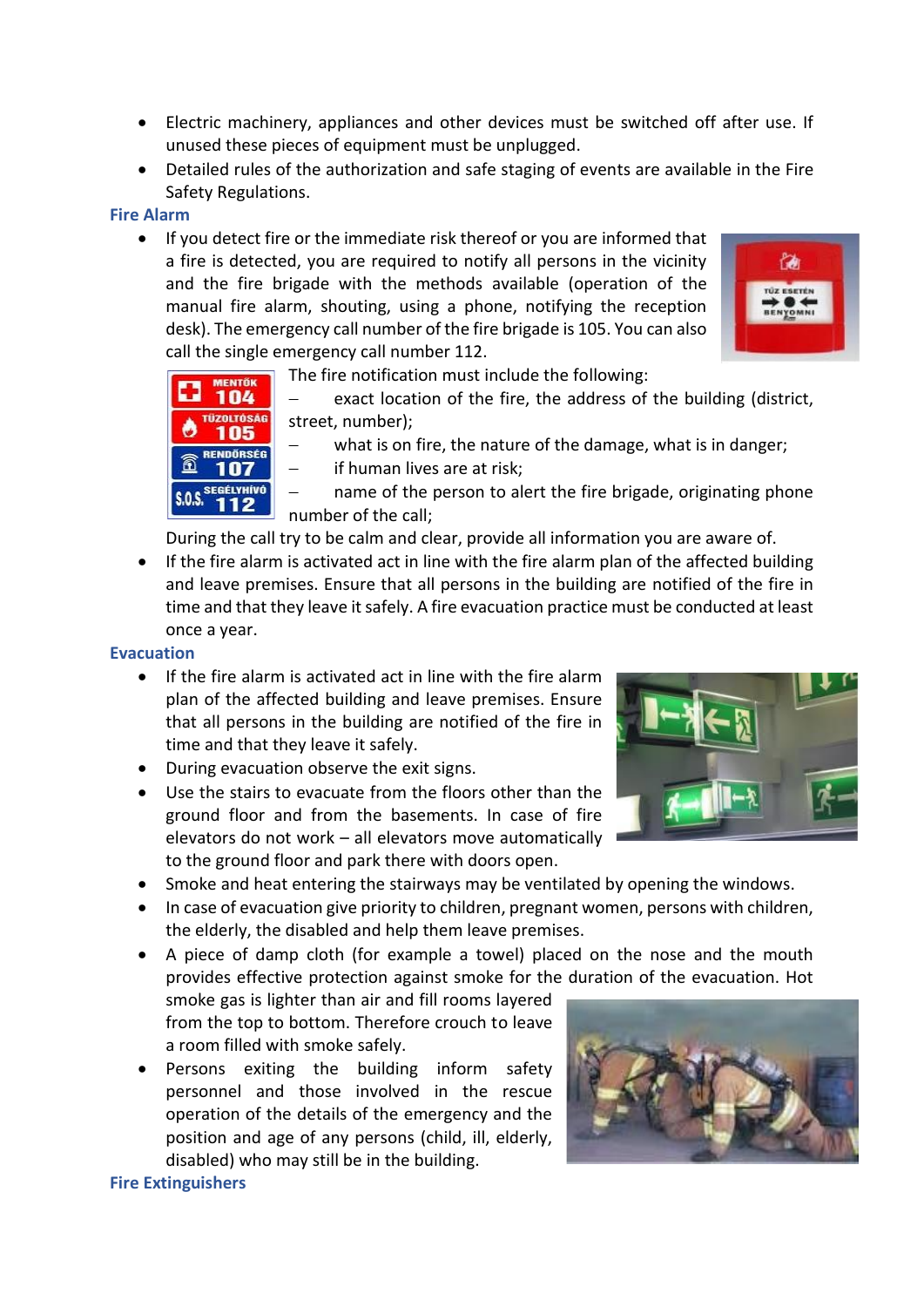- Electric machinery, appliances and other devices must be switched off after use. If unused these pieces of equipment must be unplugged.
- Detailed rules of the authorization and safe staging of events are available in the Fire Safety Regulations.

### Fire Alarm

- If you detect fire or the immediate risk thereof or you are informed that a fire is detected, you are required to notify all persons in the vicinity and the fire brigade with the methods available (operation of the manual fire alarm, shouting, using a phone, notifying the reception desk). The emergency call number of the fire brigade is 105. You can also call the single emergency call number 112.

  The fire notification must include the following:
  - exact location of the fire, the address of the building (district, street, number);
  - what is on fire, the nature of the damage, what is in danger;
  - if human lives are at risk;
  - name of the person to alert the fire brigade, originating phone number of the call;

  During the call try to be calm and clear, provide all information you are aware of.
- If the fire alarm is activated act in line with the fire alarm plan of the affected building and leave premises. Ensure that all persons in the building are notified of the fire in time and that they leave it safely. A fire evacuation practice must be conducted at least once a year.

### Evacuation

- If the fire alarm is activated act in line with the fire alarm plan of the affected building and leave premises. Ensure that all persons in the building are notified of the fire in time and that they leave it safely.
- During evacuation observe the exit signs.
- Use the stairs to evacuate from the floors other than the ground floor and from the basements. In case of fire elevators do not work – all elevators move automatically to the ground floor and park there with doors open.
- Smoke and heat entering the stairways may be ventilated by opening the windows.
- In case of evacuation give priority to children, pregnant women, persons with children, the elderly, the disabled and help them leave premises.
- A piece of damp cloth (for example a towel) placed on the nose and the mouth provides effective protection against smoke for the duration of the evacuation. Hot smoke gas is lighter than air and fill rooms layered from the top to bottom. Therefore crouch to leave a room filled with smoke safely.
- Persons exiting the building inform safety personnel and those involved in the rescue operation of the details of the emergency and the position and age of any persons (child, ill, elderly, disabled) who may still be in the building.

### Fire Extinguishers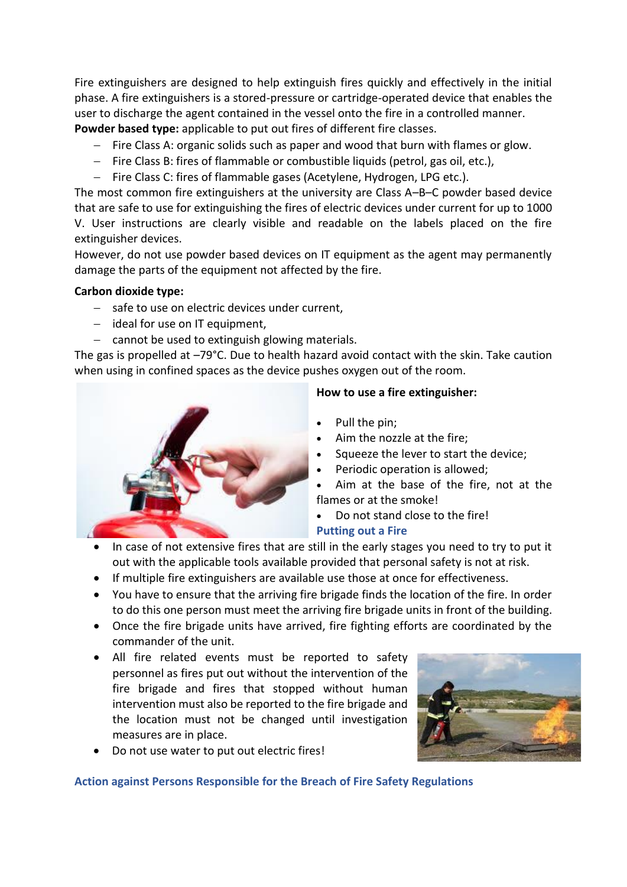Fire extinguishers are designed to help extinguish fires quickly and effectively in the initial phase. A fire extinguishers is a stored-pressure or cartridge-operated device that enables the user to discharge the agent contained in the vessel onto the fire in a controlled manner.

**Powder based type:** applicable to put out fires of different fire classes.

- Fire Class A: organic solids such as paper and wood that burn with flames or glow.
- Fire Class B: fires of flammable or combustible liquids (petrol, gas oil, etc.),
- Fire Class C: fires of flammable gases (Acetylene, Hydrogen, LPG etc.).

The most common fire extinguishers at the university are Class A–B–C powder based device that are safe to use for extinguishing the fires of electric devices under current for up to 1000 V. User instructions are clearly visible and readable on the labels placed on the fire extinguisher devices.

However, do not use powder based devices on IT equipment as the agent may permanently damage the parts of the equipment not affected by the fire.

**Carbon dioxide type:**

- safe to use on electric devices under current,
- ideal for use on IT equipment,
- cannot be used to extinguish glowing materials.

The gas is propelled at –79°C. Due to health hazard avoid contact with the skin. Take caution when using in confined spaces as the device pushes oxygen out of the room.

**How to use a fire extinguisher:**

- Pull the pin;
- Aim the nozzle at the fire;
- Squeeze the lever to start the device;
- Periodic operation is allowed;
- Aim at the base of the fire, not at the flames or at the smoke!
- Do not stand close to the fire!

## Putting out a Fire

- In case of not extensive fires that are still in the early stages you need to try to put it out with the applicable tools available provided that personal safety is not at risk.
- If multiple fire extinguishers are available use those at once for effectiveness.
- You have to ensure that the arriving fire brigade finds the location of the fire. In order to do this one person must meet the arriving fire brigade units in front of the building.
- Once the fire brigade units have arrived, fire fighting efforts are coordinated by the commander of the unit.
- All fire related events must be reported to safety personnel as fires put out without the intervention of the fire brigade and fires that stopped without human intervention must also be reported to the fire brigade and the location must not be changed until investigation measures are in place.
- Do not use water to put out electric fires!

## Action against Persons Responsible for the Breach of Fire Safety Regulations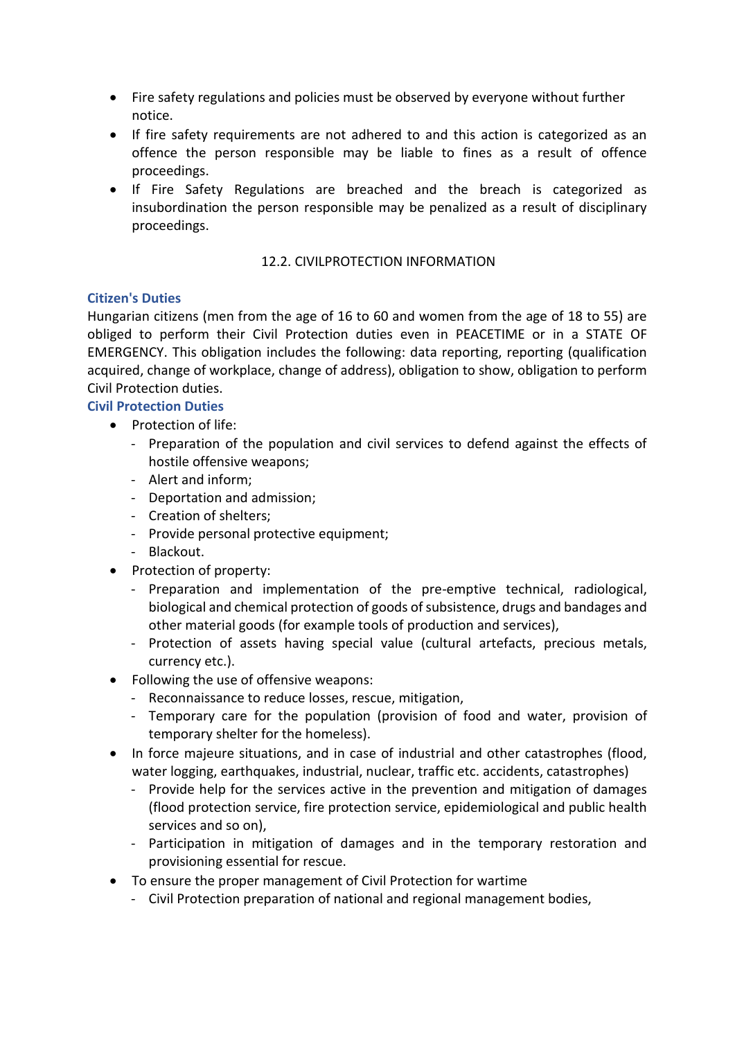- Fire safety regulations and policies must be observed by everyone without further notice.
- If fire safety requirements are not adhered to and this action is categorized as an offence the person responsible may be liable to fines as a result of offence proceedings.
- If Fire Safety Regulations are breached and the breach is categorized as insubordination the person responsible may be penalized as a result of disciplinary proceedings.

## 12.2. CIVILPROTECTION INFORMATION

### Citizen's Duties

Hungarian citizens (men from the age of 16 to 60 and women from the age of 18 to 55) are obliged to perform their Civil Protection duties even in PEACETIME or in a STATE OF EMERGENCY. This obligation includes the following: data reporting, reporting (qualification acquired, change of workplace, change of address), obligation to show, obligation to perform Civil Protection duties.

### Civil Protection Duties

- Protection of life:
  - Preparation of the population and civil services to defend against the effects of hostile offensive weapons;
  - Alert and inform;
  - Deportation and admission;
  - Creation of shelters;
  - Provide personal protective equipment;
  - Blackout.
- Protection of property:
  - Preparation and implementation of the pre-emptive technical, radiological, biological and chemical protection of goods of subsistence, drugs and bandages and other material goods (for example tools of production and services),
  - Protection of assets having special value (cultural artefacts, precious metals, currency etc.).
- Following the use of offensive weapons:
  - Reconnaissance to reduce losses, rescue, mitigation,
  - Temporary care for the population (provision of food and water, provision of temporary shelter for the homeless).
- In force majeure situations, and in case of industrial and other catastrophes (flood, water logging, earthquakes, industrial, nuclear, traffic etc. accidents, catastrophes)
  - Provide help for the services active in the prevention and mitigation of damages (flood protection service, fire protection service, epidemiological and public health services and so on),
  - Participation in mitigation of damages and in the temporary restoration and provisioning essential for rescue.
- To ensure the proper management of Civil Protection for wartime
  - Civil Protection preparation of national and regional management bodies,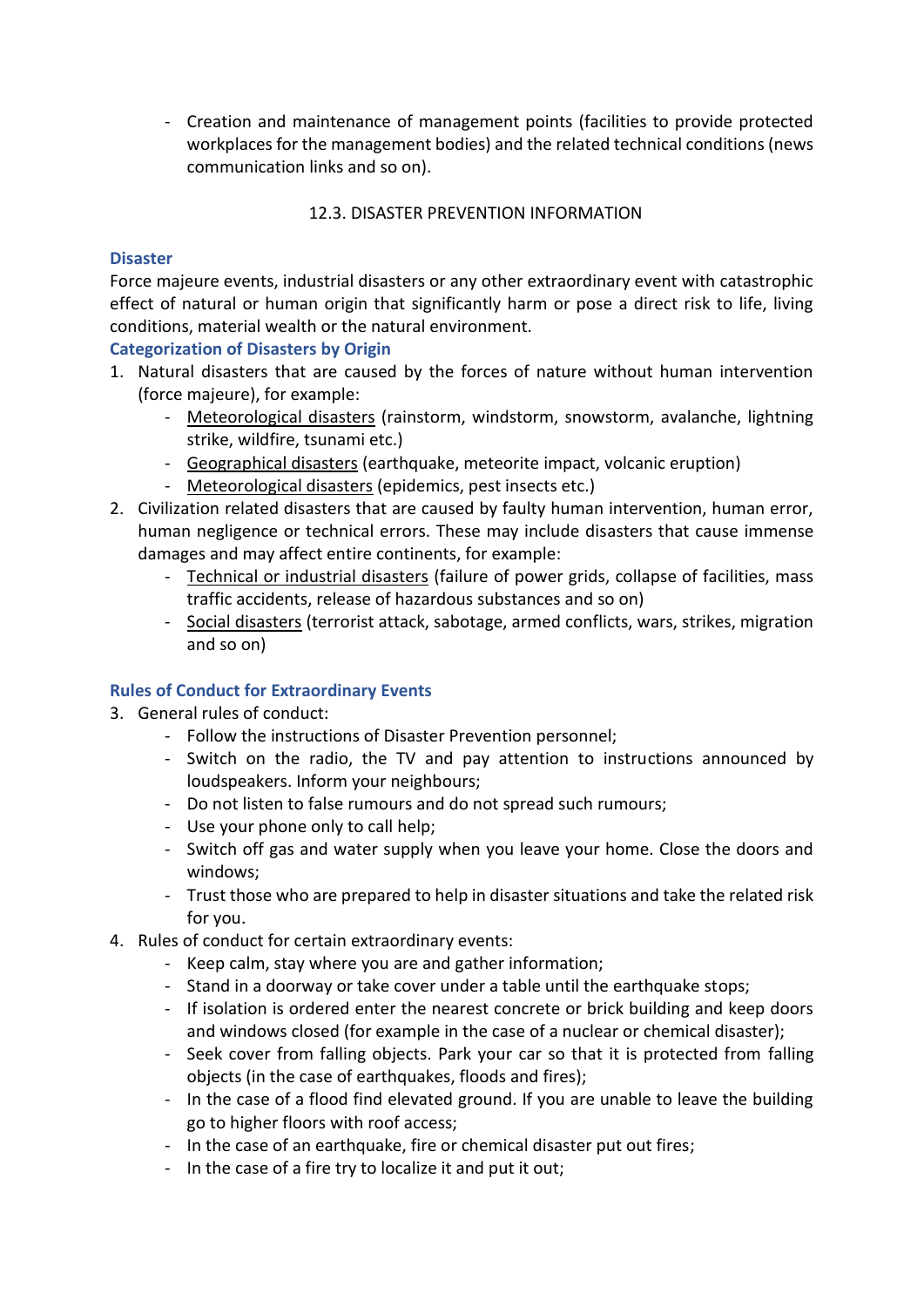- Creation and maintenance of management points (facilities to provide protected workplaces for the management bodies) and the related technical conditions (news communication links and so on).

## 12.3. DISASTER PREVENTION INFORMATION

### Disaster

Force majeure events, industrial disasters or any other extraordinary event with catastrophic effect of natural or human origin that significantly harm or pose a direct risk to life, living conditions, material wealth or the natural environment.

### Categorization of Disasters by Origin

1. Natural disasters that are caused by the forces of nature without human intervention (force majeure), for example:
   - Meteorological disasters (rainstorm, windstorm, snowstorm, avalanche, lightning strike, wildfire, tsunami etc.)
   - Geographical disasters (earthquake, meteorite impact, volcanic eruption)
   - Meteorological disasters (epidemics, pest insects etc.)
2. Civilization related disasters that are caused by faulty human intervention, human error, human negligence or technical errors. These may include disasters that cause immense damages and may affect entire continents, for example:
   - Technical or industrial disasters (failure of power grids, collapse of facilities, mass traffic accidents, release of hazardous substances and so on)
   - Social disasters (terrorist attack, sabotage, armed conflicts, wars, strikes, migration and so on)

### Rules of Conduct for Extraordinary Events

3. General rules of conduct:
   - Follow the instructions of Disaster Prevention personnel;
   - Switch on the radio, the TV and pay attention to instructions announced by loudspeakers. Inform your neighbours;
   - Do not listen to false rumours and do not spread such rumours;
   - Use your phone only to call help;
   - Switch off gas and water supply when you leave your home. Close the doors and windows;
   - Trust those who are prepared to help in disaster situations and take the related risk for you.
4. Rules of conduct for certain extraordinary events:
   - Keep calm, stay where you are and gather information;
   - Stand in a doorway or take cover under a table until the earthquake stops;
   - If isolation is ordered enter the nearest concrete or brick building and keep doors and windows closed (for example in the case of a nuclear or chemical disaster);
   - Seek cover from falling objects. Park your car so that it is protected from falling objects (in the case of earthquakes, floods and fires);
   - In the case of a flood find elevated ground. If you are unable to leave the building go to higher floors with roof access;
   - In the case of an earthquake, fire or chemical disaster put out fires;
   - In the case of a fire try to localize it and put it out;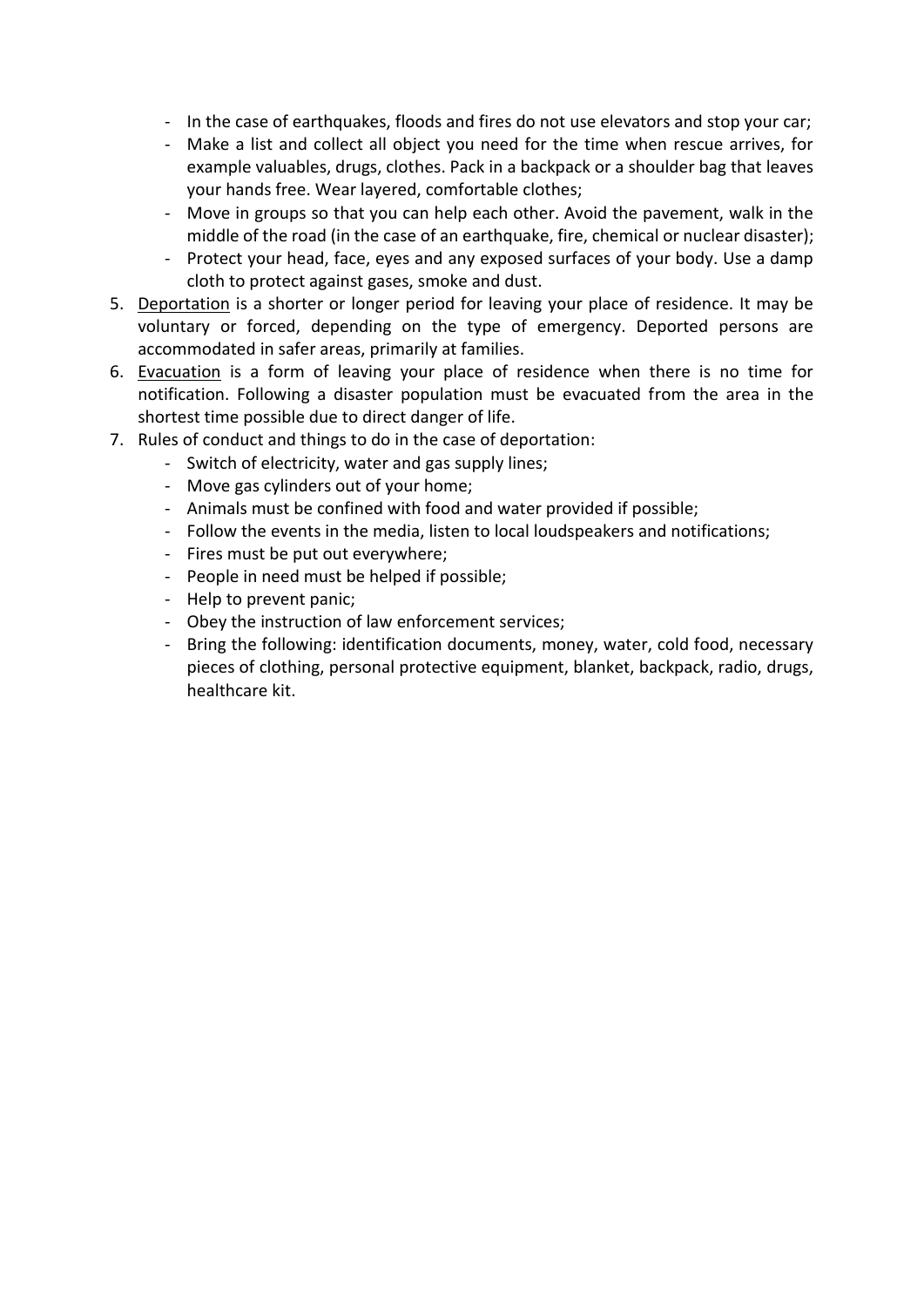- In the case of earthquakes, floods and fires do not use elevators and stop your car;
- Make a list and collect all object you need for the time when rescue arrives, for example valuables, drugs, clothes. Pack in a backpack or a shoulder bag that leaves your hands free. Wear layered, comfortable clothes;
- Move in groups so that you can help each other. Avoid the pavement, walk in the middle of the road (in the case of an earthquake, fire, chemical or nuclear disaster);
- Protect your head, face, eyes and any exposed surfaces of your body. Use a damp cloth to protect against gases, smoke and dust.

5. Deportation is a shorter or longer period for leaving your place of residence. It may be voluntary or forced, depending on the type of emergency. Deported persons are accommodated in safer areas, primarily at families.
6. Evacuation is a form of leaving your place of residence when there is no time for notification. Following a disaster population must be evacuated from the area in the shortest time possible due to direct danger of life.
7. Rules of conduct and things to do in the case of deportation:
   - Switch of electricity, water and gas supply lines;
   - Move gas cylinders out of your home;
   - Animals must be confined with food and water provided if possible;
   - Follow the events in the media, listen to local loudspeakers and notifications;
   - Fires must be put out everywhere;
   - People in need must be helped if possible;
   - Help to prevent panic;
   - Obey the instruction of law enforcement services;
   - Bring the following: identification documents, money, water, cold food, necessary pieces of clothing, personal protective equipment, blanket, backpack, radio, drugs, healthcare kit.